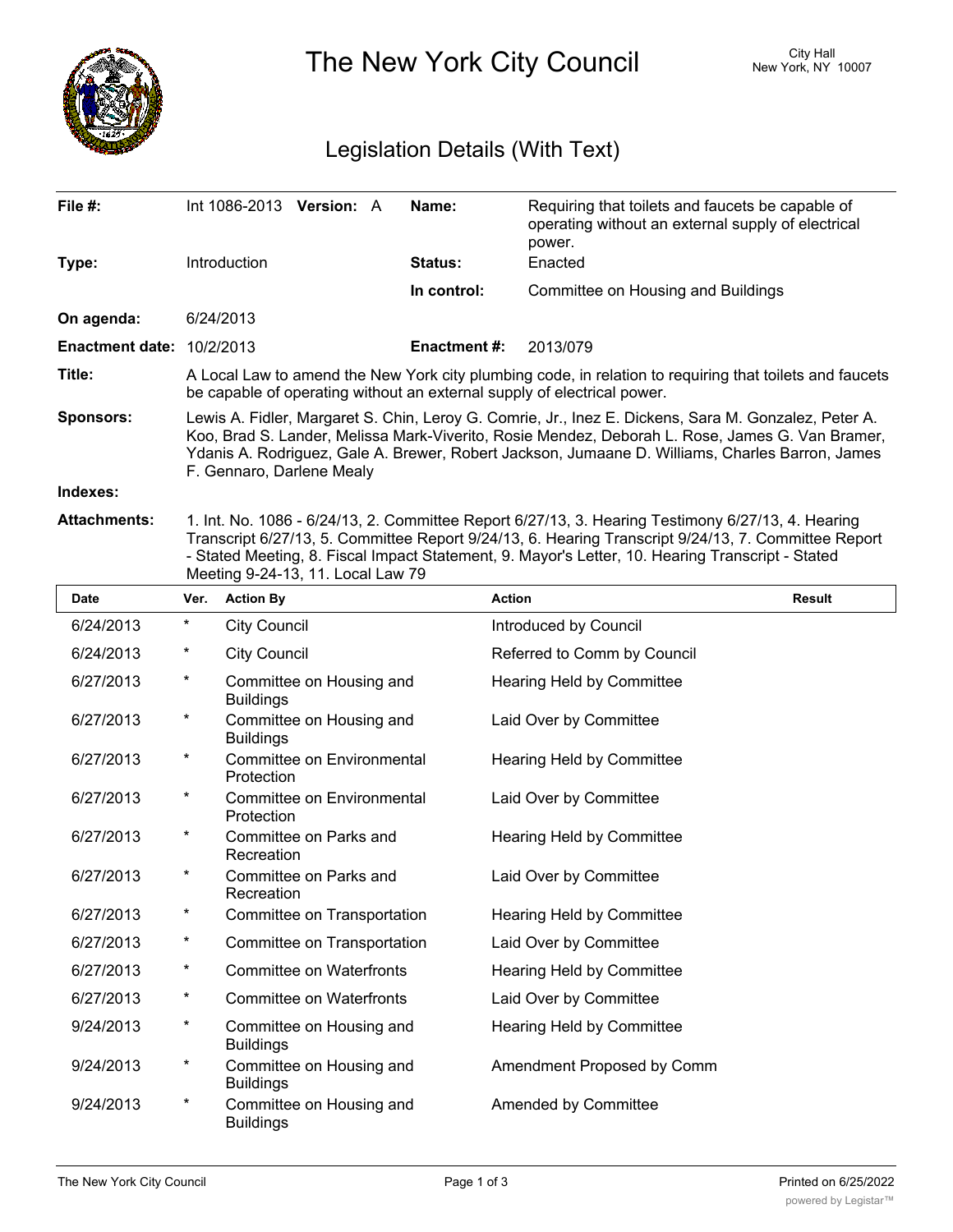# The New York City Council

City Hall
New York, NY 10007

## Legislation Details (With Text)

| | | | |
|---|---|---|---|
| **File #:** | Int 1086-2013 **Version:** A | **Name:** | Requiring that toilets and faucets be capable of operating without an external supply of electrical power. |
| **Type:** | Introduction | **Status:** | Enacted |
| | | **In control:** | Committee on Housing and Buildings |
| **On agenda:** | 6/24/2013 | | |
| **Enactment date:** | 10/2/2013 | **Enactment #:** | 2013/079 |

**Title:** A Local Law to amend the New York city plumbing code, in relation to requiring that toilets and faucets be capable of operating without an external supply of electrical power.

**Sponsors:** Lewis A. Fidler, Margaret S. Chin, Leroy G. Comrie, Jr., Inez E. Dickens, Sara M. Gonzalez, Peter A. Koo, Brad S. Lander, Melissa Mark-Viverito, Rosie Mendez, Deborah L. Rose, James G. Van Bramer, Ydanis A. Rodriguez, Gale A. Brewer, Robert Jackson, Jumaane D. Williams, Charles Barron, James F. Gennaro, Darlene Mealy

**Indexes:**

**Attachments:** 1. Int. No. 1086 - 6/24/13, 2. Committee Report 6/27/13, 3. Hearing Testimony 6/27/13, 4. Hearing Transcript 6/27/13, 5. Committee Report 9/24/13, 6. Hearing Transcript 9/24/13, 7. Committee Report - Stated Meeting, 8. Fiscal Impact Statement, 9. Mayor's Letter, 10. Hearing Transcript - Stated Meeting 9-24-13, 11. Local Law 79

| Date | Ver. | Action By | Action | Result |
|---|---|---|---|---|
| 6/24/2013 | * | City Council | Introduced by Council | |
| 6/24/2013 | * | City Council | Referred to Comm by Council | |
| 6/27/2013 | * | Committee on Housing and Buildings | Hearing Held by Committee | |
| 6/27/2013 | * | Committee on Housing and Buildings | Laid Over by Committee | |
| 6/27/2013 | * | Committee on Environmental Protection | Hearing Held by Committee | |
| 6/27/2013 | * | Committee on Environmental Protection | Laid Over by Committee | |
| 6/27/2013 | * | Committee on Parks and Recreation | Hearing Held by Committee | |
| 6/27/2013 | * | Committee on Parks and Recreation | Laid Over by Committee | |
| 6/27/2013 | * | Committee on Transportation | Hearing Held by Committee | |
| 6/27/2013 | * | Committee on Transportation | Laid Over by Committee | |
| 6/27/2013 | * | Committee on Waterfronts | Hearing Held by Committee | |
| 6/27/2013 | * | Committee on Waterfronts | Laid Over by Committee | |
| 9/24/2013 | * | Committee on Housing and Buildings | Hearing Held by Committee | |
| 9/24/2013 | * | Committee on Housing and Buildings | Amendment Proposed by Comm | |
| 9/24/2013 | * | Committee on Housing and Buildings | Amended by Committee | |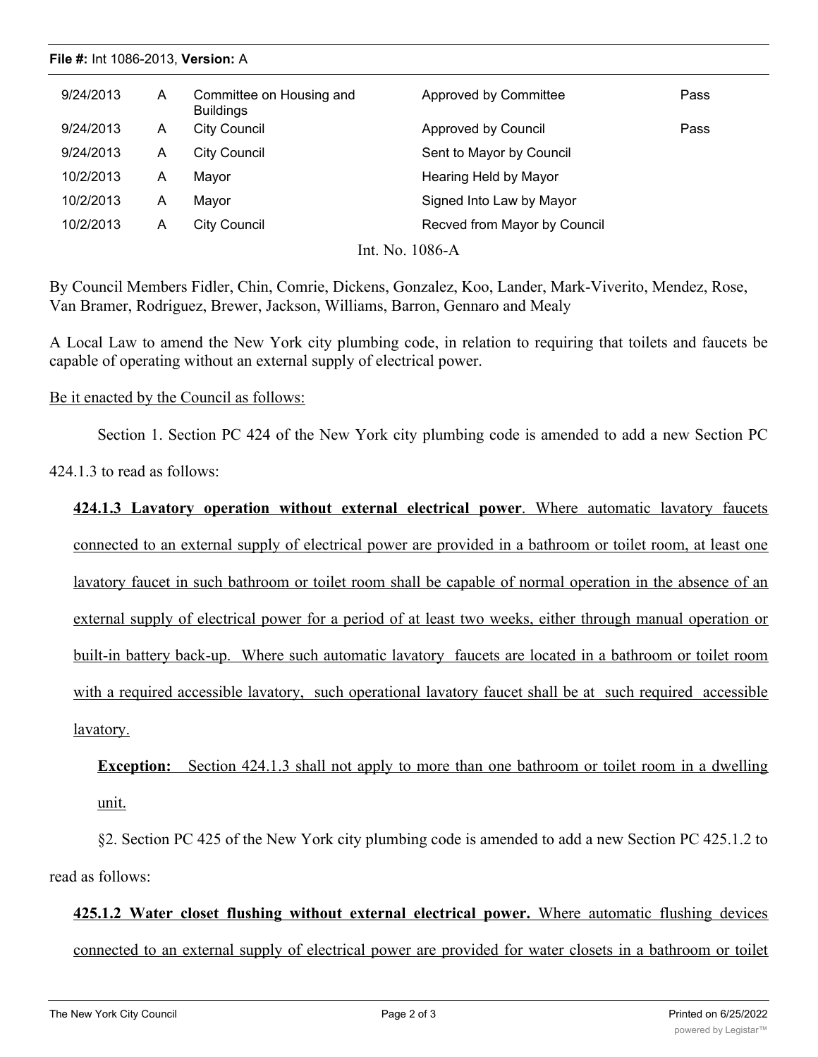**File #:** Int 1086-2013, **Version:** A

| | | | | |
|---|---|---|---|---|
| 9/24/2013 | A | Committee on Housing and Buildings | Approved by Committee | Pass |
| 9/24/2013 | A | City Council | Approved by Council | Pass |
| 9/24/2013 | A | City Council | Sent to Mayor by Council | |
| 10/2/2013 | A | Mayor | Hearing Held by Mayor | |
| 10/2/2013 | A | Mayor | Signed Into Law by Mayor | |
| 10/2/2013 | A | City Council | Recved from Mayor by Council | |

Int. No. 1086-A

By Council Members Fidler, Chin, Comrie, Dickens, Gonzalez, Koo, Lander, Mark-Viverito, Mendez, Rose, Van Bramer, Rodriguez, Brewer, Jackson, Williams, Barron, Gennaro and Mealy

A Local Law to amend the New York city plumbing code, in relation to requiring that toilets and faucets be capable of operating without an external supply of electrical power.

Be it enacted by the Council as follows:

Section 1. Section PC 424 of the New York city plumbing code is amended to add a new Section PC 424.1.3 to read as follows:

**424.1.3 Lavatory operation without external electrical power**. Where automatic lavatory faucets connected to an external supply of electrical power are provided in a bathroom or toilet room, at least one lavatory faucet in such bathroom or toilet room shall be capable of normal operation in the absence of an external supply of electrical power for a period of at least two weeks, either through manual operation or built-in battery back-up. Where such automatic lavatory faucets are located in a bathroom or toilet room with a required accessible lavatory, such operational lavatory faucet shall be at such required accessible lavatory.

**Exception:** Section 424.1.3 shall not apply to more than one bathroom or toilet room in a dwelling unit.

§2. Section PC 425 of the New York city plumbing code is amended to add a new Section PC 425.1.2 to read as follows:

**425.1.2 Water closet flushing without external electrical power.** Where automatic flushing devices connected to an external supply of electrical power are provided for water closets in a bathroom or toilet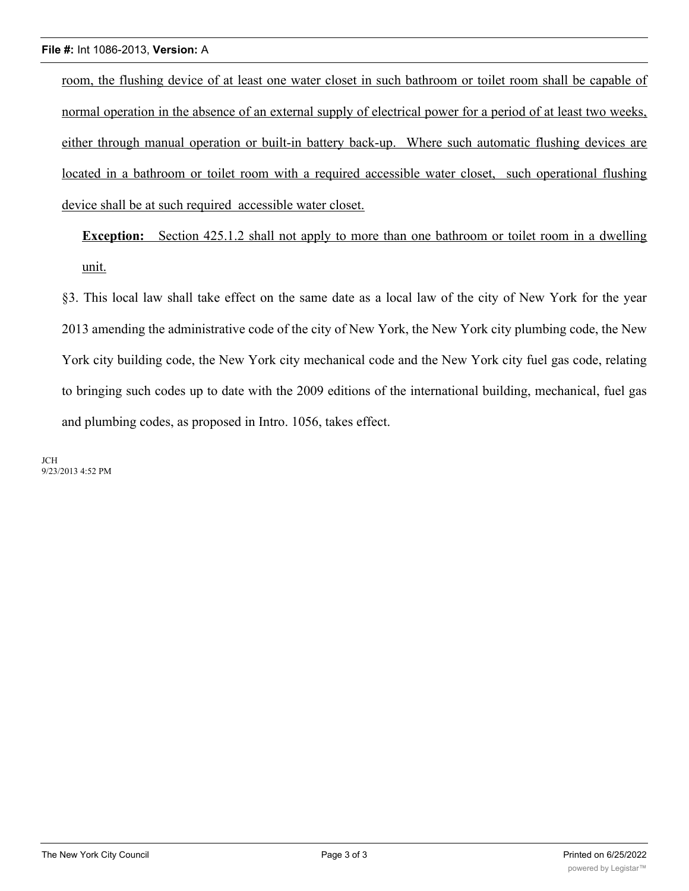room, the flushing device of at least one water closet in such bathroom or toilet room shall be capable of normal operation in the absence of an external supply of electrical power for a period of at least two weeks, either through manual operation or built-in battery back-up. Where such automatic flushing devices are located in a bathroom or toilet room with a required accessible water closet, such operational flushing device shall be at such required accessible water closet.

**Exception:** Section 425.1.2 shall not apply to more than one bathroom or toilet room in a dwelling unit.

§3. This local law shall take effect on the same date as a local law of the city of New York for the year 2013 amending the administrative code of the city of New York, the New York city plumbing code, the New York city building code, the New York city mechanical code and the New York city fuel gas code, relating to bringing such codes up to date with the 2009 editions of the international building, mechanical, fuel gas and plumbing codes, as proposed in Intro. 1056, takes effect.

JCH
9/23/2013 4:52 PM